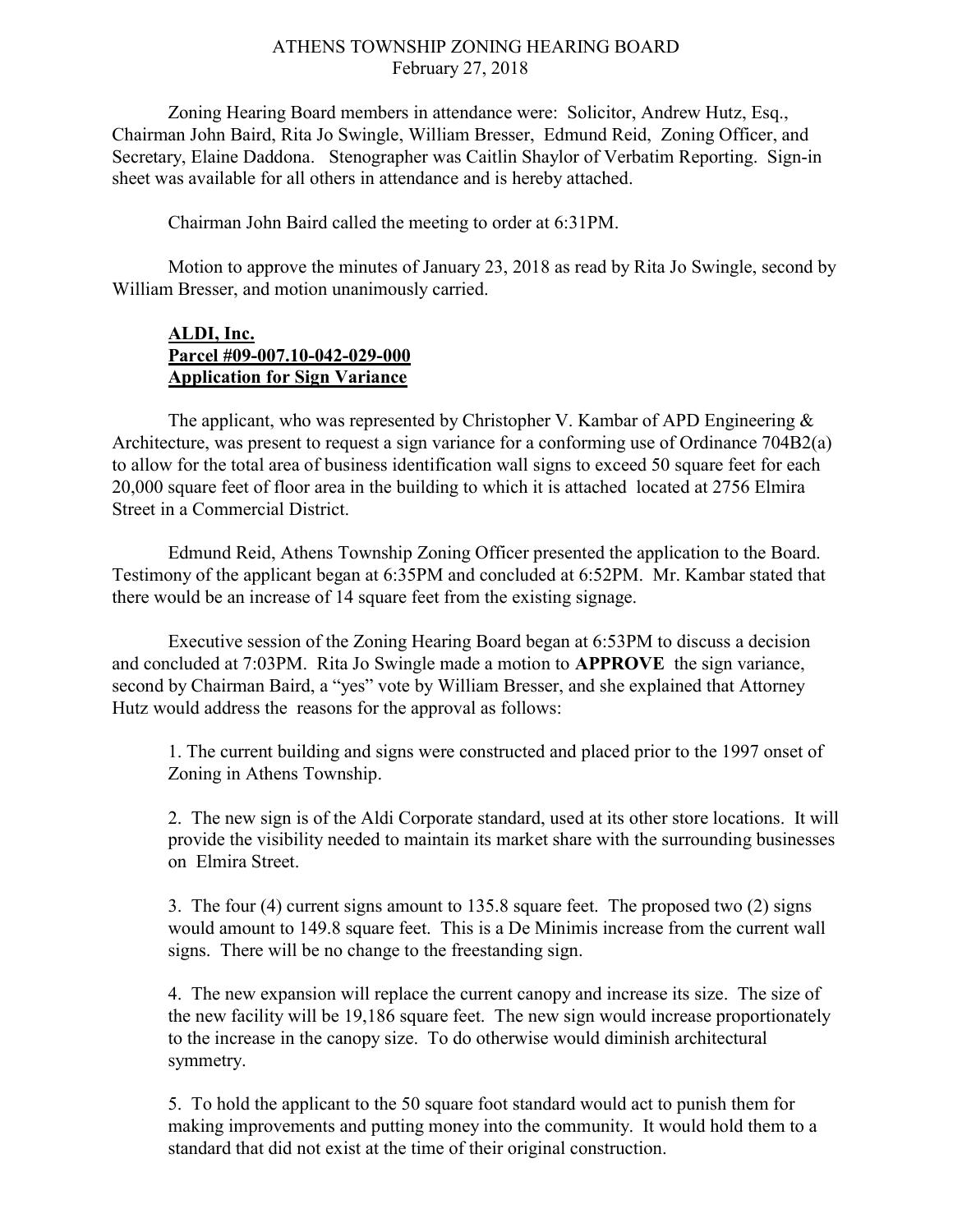ATHENS TOWNSHIP ZONING HEARING BOARD
February 27, 2018

Zoning Hearing Board members in attendance were: Solicitor, Andrew Hutz, Esq., Chairman John Baird, Rita Jo Swingle, William Bresser, Edmund Reid, Zoning Officer, and Secretary, Elaine Daddona. Stenographer was Caitlin Shaylor of Verbatim Reporting. Sign-in sheet was available for all others in attendance and is hereby attached.

Chairman John Baird called the meeting to order at 6:31PM.

Motion to approve the minutes of January 23, 2018 as read by Rita Jo Swingle, second by William Bresser, and motion unanimously carried.

**ALDI, Inc.**
**Parcel #09-007.10-042-029-000**
**Application for Sign Variance**

The applicant, who was represented by Christopher V. Kambar of APD Engineering & Architecture, was present to request a sign variance for a conforming use of Ordinance 704B2(a) to allow for the total area of business identification wall signs to exceed 50 square feet for each 20,000 square feet of floor area in the building to which it is attached located at 2756 Elmira Street in a Commercial District.

Edmund Reid, Athens Township Zoning Officer presented the application to the Board. Testimony of the applicant began at 6:35PM and concluded at 6:52PM. Mr. Kambar stated that there would be an increase of 14 square feet from the existing signage.

Executive session of the Zoning Hearing Board began at 6:53PM to discuss a decision and concluded at 7:03PM. Rita Jo Swingle made a motion to **APPROVE** the sign variance, second by Chairman Baird, a "yes" vote by William Bresser, and she explained that Attorney Hutz would address the reasons for the approval as follows:

1. The current building and signs were constructed and placed prior to the 1997 onset of Zoning in Athens Township.

2. The new sign is of the Aldi Corporate standard, used at its other store locations. It will provide the visibility needed to maintain its market share with the surrounding businesses on Elmira Street.

3. The four (4) current signs amount to 135.8 square feet. The proposed two (2) signs would amount to 149.8 square feet. This is a De Minimis increase from the current wall signs. There will be no change to the freestanding sign.

4. The new expansion will replace the current canopy and increase its size. The size of the new facility will be 19,186 square feet. The new sign would increase proportionately to the increase in the canopy size. To do otherwise would diminish architectural symmetry.

5. To hold the applicant to the 50 square foot standard would act to punish them for making improvements and putting money into the community. It would hold them to a standard that did not exist at the time of their original construction.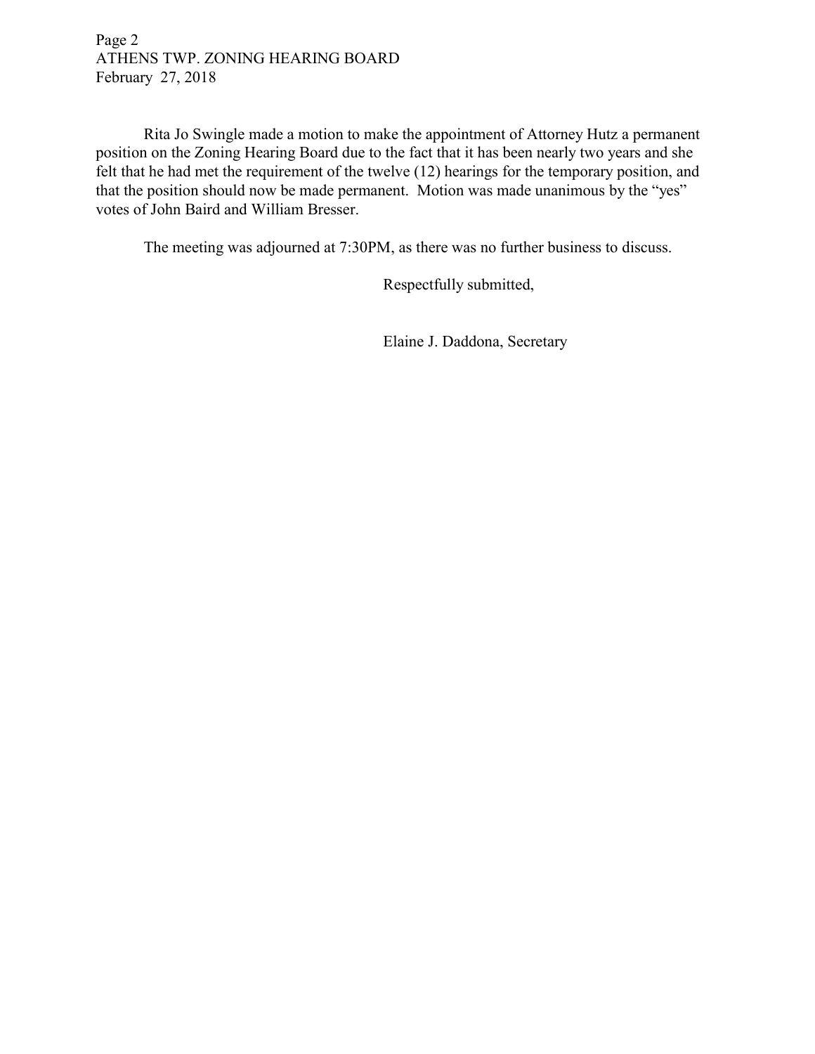Rita Jo Swingle made a motion to make the appointment of Attorney Hutz a permanent position on the Zoning Hearing Board due to the fact that it has been nearly two years and she felt that he had met the requirement of the twelve (12) hearings for the temporary position, and that the position should now be made permanent. Motion was made unanimous by the "yes" votes of John Baird and William Bresser.

The meeting was adjourned at 7:30PM, as there was no further business to discuss.

Respectfully submitted,

Elaine J. Daddona, Secretary